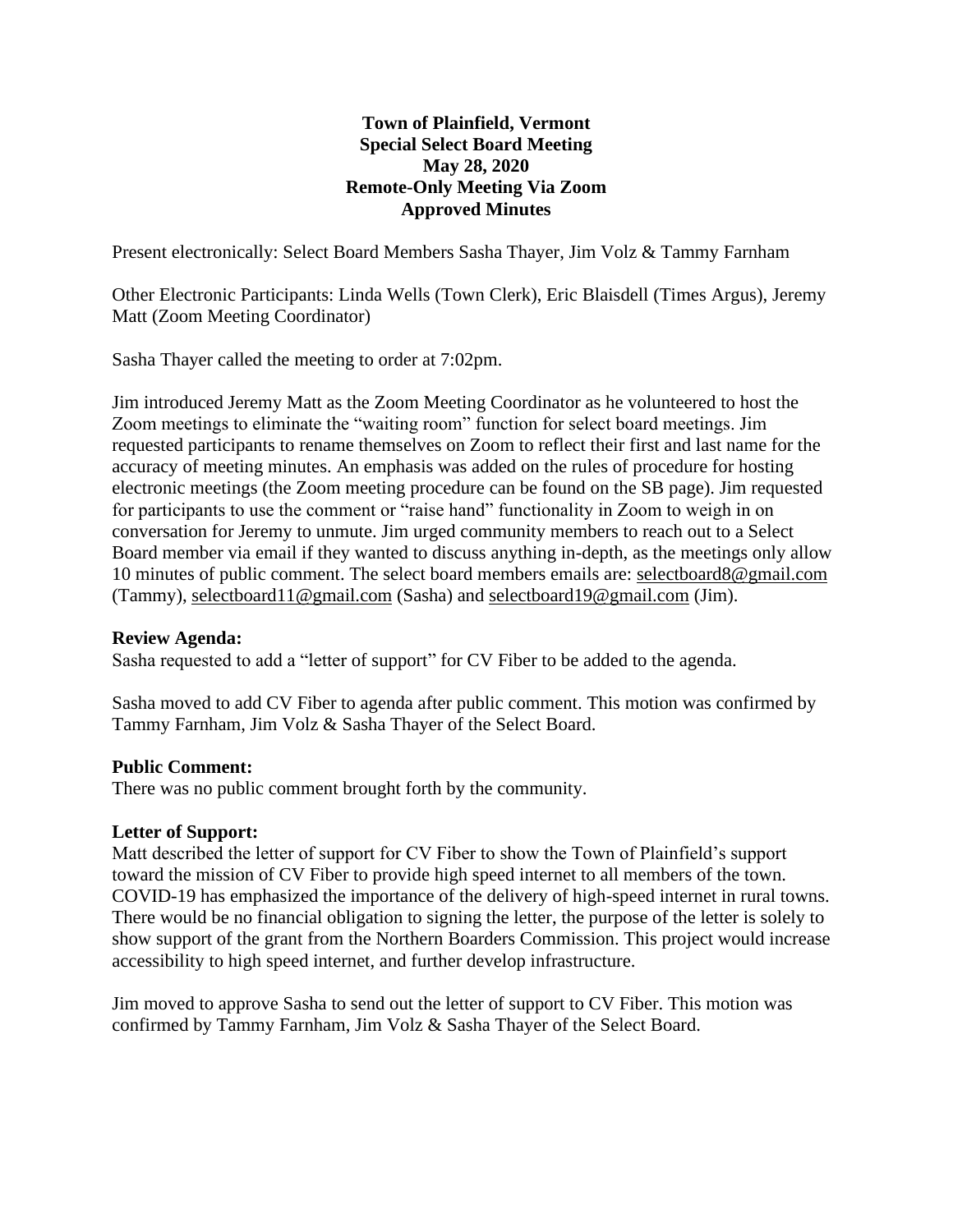**Town of Plainfield, Vermont**
**Special Select Board Meeting**
**May 28, 2020**
**Remote-Only Meeting Via Zoom**
**Approved Minutes**

Present electronically: Select Board Members Sasha Thayer, Jim Volz & Tammy Farnham

Other Electronic Participants: Linda Wells (Town Clerk), Eric Blaisdell (Times Argus), Jeremy Matt (Zoom Meeting Coordinator)

Sasha Thayer called the meeting to order at 7:02pm.

Jim introduced Jeremy Matt as the Zoom Meeting Coordinator as he volunteered to host the Zoom meetings to eliminate the "waiting room" function for select board meetings. Jim requested participants to rename themselves on Zoom to reflect their first and last name for the accuracy of meeting minutes. An emphasis was added on the rules of procedure for hosting electronic meetings (the Zoom meeting procedure can be found on the SB page). Jim requested for participants to use the comment or "raise hand" functionality in Zoom to weigh in on conversation for Jeremy to unmute. Jim urged community members to reach out to a Select Board member via email if they wanted to discuss anything in-depth, as the meetings only allow 10 minutes of public comment. The select board members emails are: selectboard8@gmail.com (Tammy), selectboard11@gmail.com (Sasha) and selectboard19@gmail.com (Jim).

**Review Agenda:**
Sasha requested to add a "letter of support" for CV Fiber to be added to the agenda.

Sasha moved to add CV Fiber to agenda after public comment. This motion was confirmed by Tammy Farnham, Jim Volz & Sasha Thayer of the Select Board.

**Public Comment:**
There was no public comment brought forth by the community.

**Letter of Support:**
Matt described the letter of support for CV Fiber to show the Town of Plainfield's support toward the mission of CV Fiber to provide high speed internet to all members of the town. COVID-19 has emphasized the importance of the delivery of high-speed internet in rural towns. There would be no financial obligation to signing the letter, the purpose of the letter is solely to show support of the grant from the Northern Boarders Commission. This project would increase accessibility to high speed internet, and further develop infrastructure.

Jim moved to approve Sasha to send out the letter of support to CV Fiber. This motion was confirmed by Tammy Farnham, Jim Volz & Sasha Thayer of the Select Board.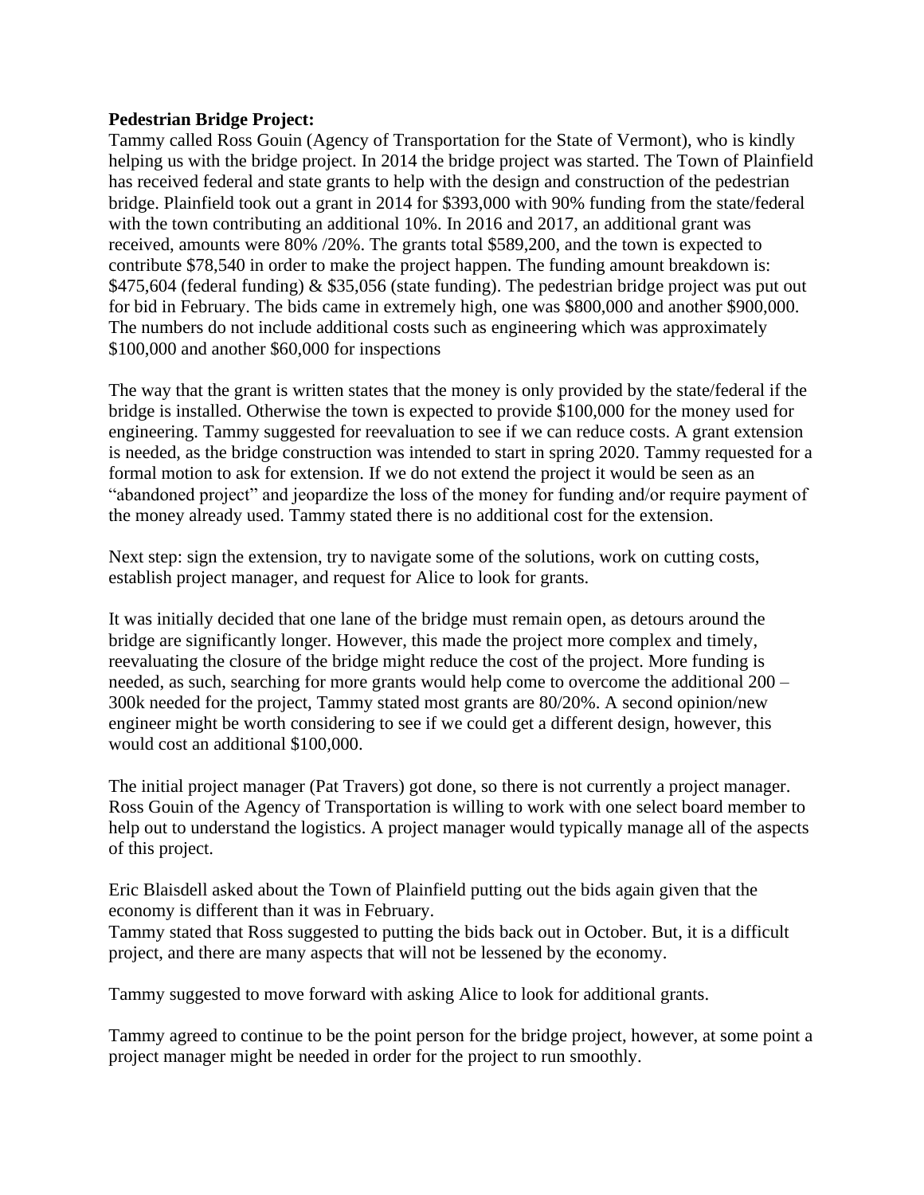**Pedestrian Bridge Project:**

Tammy called Ross Gouin (Agency of Transportation for the State of Vermont), who is kindly helping us with the bridge project. In 2014 the bridge project was started. The Town of Plainfield has received federal and state grants to help with the design and construction of the pedestrian bridge. Plainfield took out a grant in 2014 for $393,000 with 90% funding from the state/federal with the town contributing an additional 10%. In 2016 and 2017, an additional grant was received, amounts were 80% /20%. The grants total $589,200, and the town is expected to contribute $78,540 in order to make the project happen. The funding amount breakdown is: $475,604 (federal funding) & $35,056 (state funding). The pedestrian bridge project was put out for bid in February. The bids came in extremely high, one was $800,000 and another $900,000. The numbers do not include additional costs such as engineering which was approximately $100,000 and another $60,000 for inspections

The way that the grant is written states that the money is only provided by the state/federal if the bridge is installed. Otherwise the town is expected to provide $100,000 for the money used for engineering. Tammy suggested for reevaluation to see if we can reduce costs. A grant extension is needed, as the bridge construction was intended to start in spring 2020. Tammy requested for a formal motion to ask for extension. If we do not extend the project it would be seen as an "abandoned project" and jeopardize the loss of the money for funding and/or require payment of the money already used. Tammy stated there is no additional cost for the extension.

Next step: sign the extension, try to navigate some of the solutions, work on cutting costs, establish project manager, and request for Alice to look for grants.

It was initially decided that one lane of the bridge must remain open, as detours around the bridge are significantly longer. However, this made the project more complex and timely, reevaluating the closure of the bridge might reduce the cost of the project. More funding is needed, as such, searching for more grants would help come to overcome the additional 200 – 300k needed for the project, Tammy stated most grants are 80/20%. A second opinion/new engineer might be worth considering to see if we could get a different design, however, this would cost an additional $100,000.

The initial project manager (Pat Travers) got done, so there is not currently a project manager. Ross Gouin of the Agency of Transportation is willing to work with one select board member to help out to understand the logistics. A project manager would typically manage all of the aspects of this project.

Eric Blaisdell asked about the Town of Plainfield putting out the bids again given that the economy is different than it was in February.
Tammy stated that Ross suggested to putting the bids back out in October. But, it is a difficult project, and there are many aspects that will not be lessened by the economy.

Tammy suggested to move forward with asking Alice to look for additional grants.

Tammy agreed to continue to be the point person for the bridge project, however, at some point a project manager might be needed in order for the project to run smoothly.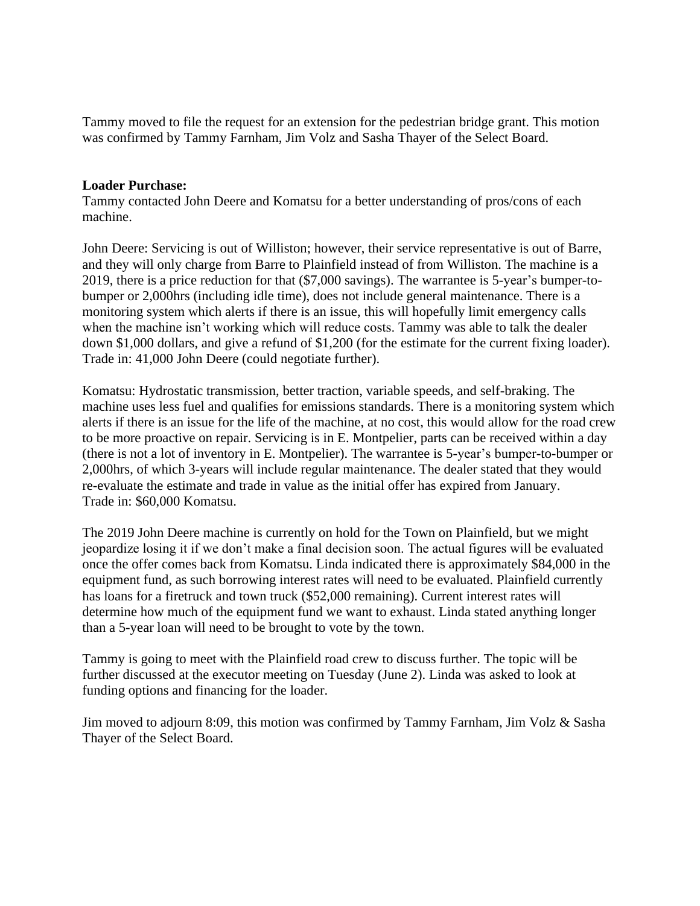Tammy moved to file the request for an extension for the pedestrian bridge grant. This motion was confirmed by Tammy Farnham, Jim Volz and Sasha Thayer of the Select Board.

**Loader Purchase:**

Tammy contacted John Deere and Komatsu for a better understanding of pros/cons of each machine.

John Deere: Servicing is out of Williston; however, their service representative is out of Barre, and they will only charge from Barre to Plainfield instead of from Williston. The machine is a 2019, there is a price reduction for that ($7,000 savings). The warrantee is 5-year's bumper-to-bumper or 2,000hrs (including idle time), does not include general maintenance. There is a monitoring system which alerts if there is an issue, this will hopefully limit emergency calls when the machine isn't working which will reduce costs. Tammy was able to talk the dealer down $1,000 dollars, and give a refund of $1,200 (for the estimate for the current fixing loader). Trade in: 41,000 John Deere (could negotiate further).

Komatsu: Hydrostatic transmission, better traction, variable speeds, and self-braking. The machine uses less fuel and qualifies for emissions standards. There is a monitoring system which alerts if there is an issue for the life of the machine, at no cost, this would allow for the road crew to be more proactive on repair. Servicing is in E. Montpelier, parts can be received within a day (there is not a lot of inventory in E. Montpelier). The warrantee is 5-year's bumper-to-bumper or 2,000hrs, of which 3-years will include regular maintenance. The dealer stated that they would re-evaluate the estimate and trade in value as the initial offer has expired from January. Trade in: $60,000 Komatsu.

The 2019 John Deere machine is currently on hold for the Town on Plainfield, but we might jeopardize losing it if we don't make a final decision soon. The actual figures will be evaluated once the offer comes back from Komatsu. Linda indicated there is approximately $84,000 in the equipment fund, as such borrowing interest rates will need to be evaluated. Plainfield currently has loans for a firetruck and town truck ($52,000 remaining). Current interest rates will determine how much of the equipment fund we want to exhaust. Linda stated anything longer than a 5-year loan will need to be brought to vote by the town.

Tammy is going to meet with the Plainfield road crew to discuss further. The topic will be further discussed at the executor meeting on Tuesday (June 2). Linda was asked to look at funding options and financing for the loader.

Jim moved to adjourn 8:09, this motion was confirmed by Tammy Farnham, Jim Volz & Sasha Thayer of the Select Board.